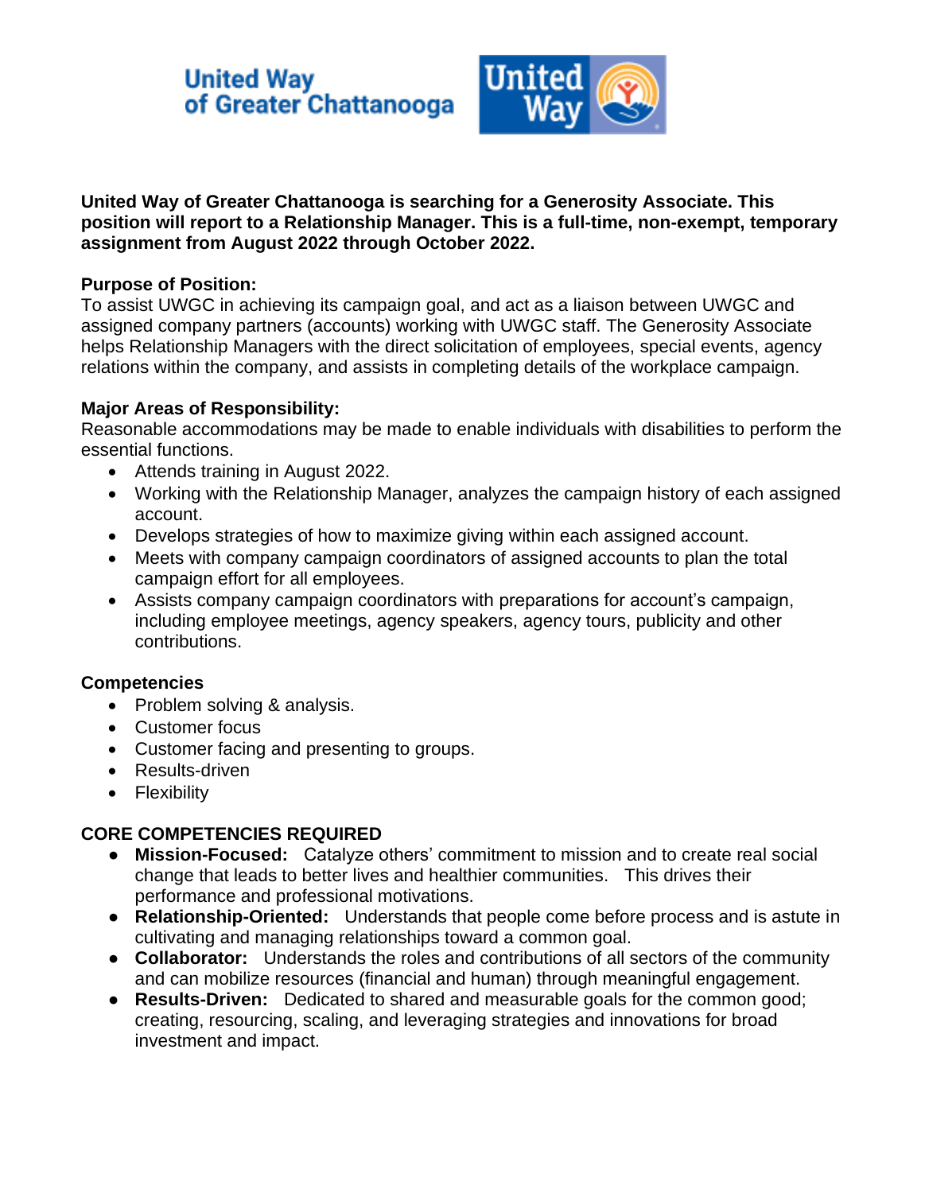United Way of Greater Chattanooga

**United Way of Greater Chattanooga is searching for a Generosity Associate. This position will report to a Relationship Manager. This is a full-time, non-exempt, temporary assignment from August 2022 through October 2022.**

**Purpose of Position:**

To assist UWGC in achieving its campaign goal, and act as a liaison between UWGC and assigned company partners (accounts) working with UWGC staff. The Generosity Associate helps Relationship Managers with the direct solicitation of employees, special events, agency relations within the company, and assists in completing details of the workplace campaign.

**Major Areas of Responsibility:**

Reasonable accommodations may be made to enable individuals with disabilities to perform the essential functions.

- Attends training in August 2022.
- Working with the Relationship Manager, analyzes the campaign history of each assigned account.
- Develops strategies of how to maximize giving within each assigned account.
- Meets with company campaign coordinators of assigned accounts to plan the total campaign effort for all employees.
- Assists company campaign coordinators with preparations for account's campaign, including employee meetings, agency speakers, agency tours, publicity and other contributions.

**Competencies**

- Problem solving & analysis.
- Customer focus
- Customer facing and presenting to groups.
- Results-driven
- Flexibility

**CORE COMPETENCIES REQUIRED**

- **Mission-Focused:** Catalyze others' commitment to mission and to create real social change that leads to better lives and healthier communities. This drives their performance and professional motivations.
- **Relationship-Oriented:** Understands that people come before process and is astute in cultivating and managing relationships toward a common goal.
- **Collaborator:** Understands the roles and contributions of all sectors of the community and can mobilize resources (financial and human) through meaningful engagement.
- **Results-Driven:** Dedicated to shared and measurable goals for the common good; creating, resourcing, scaling, and leveraging strategies and innovations for broad investment and impact.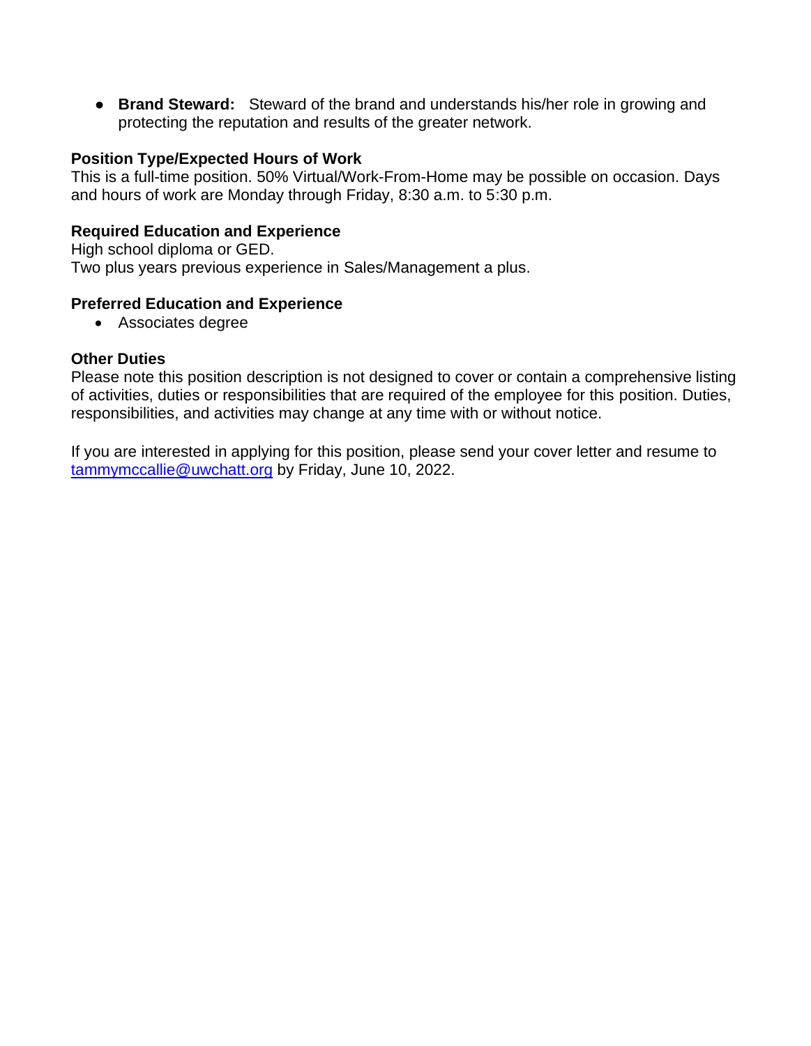- **Brand Steward:** Steward of the brand and understands his/her role in growing and protecting the reputation and results of the greater network.

**Position Type/Expected Hours of Work**
This is a full-time position. 50% Virtual/Work-From-Home may be possible on occasion. Days and hours of work are Monday through Friday, 8:30 a.m. to 5:30 p.m.

**Required Education and Experience**
High school diploma or GED.
Two plus years previous experience in Sales/Management a plus.

**Preferred Education and Experience**

- Associates degree

**Other Duties**
Please note this position description is not designed to cover or contain a comprehensive listing of activities, duties or responsibilities that are required of the employee for this position. Duties, responsibilities, and activities may change at any time with or without notice.

If you are interested in applying for this position, please send your cover letter and resume to tammymccallie@uwchatt.org by Friday, June 10, 2022.